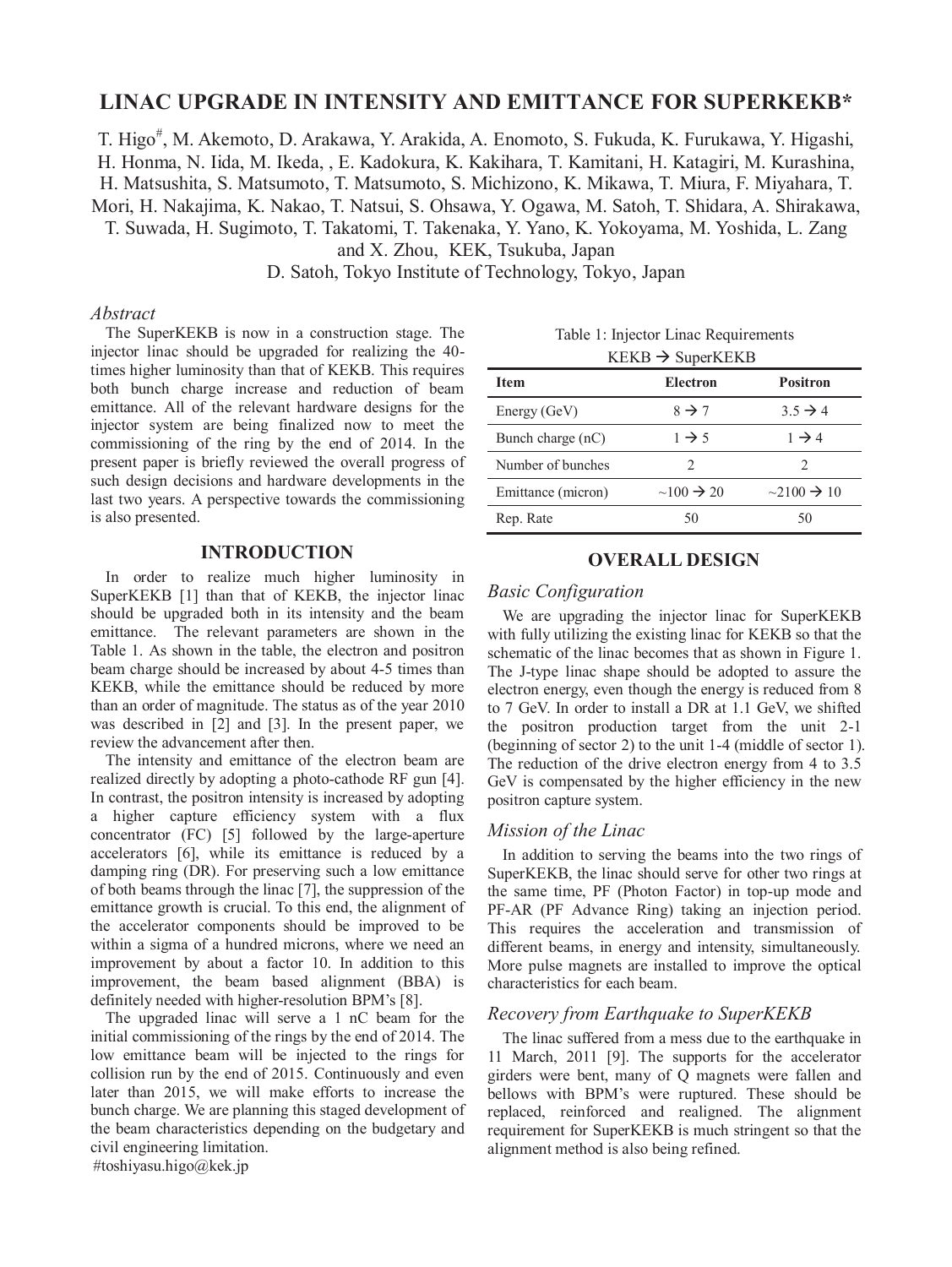# LINAC UPGRADE IN INTENSITY AND EMITTANCE FOR SUPERKEKB*

T. Higo[#], M. Akemoto, D. Arakawa, Y. Arakida, A. Enomoto, S. Fukuda, K. Furukawa, Y. Higashi, H. Honma, N. Iida, M. Ikeda, , E. Kadokura, K. Kakihara, T. Kamitani, H. Katagiri, M. Kurashina, H. Matsushita, S. Matsumoto, T. Matsumoto, S. Michizono, K. Mikawa, T. Miura, F. Miyahara, T. Mori, H. Nakajima, K. Nakao, T. Natsui, S. Ohsawa, Y. Ogawa, M. Satoh, T. Shidara, A. Shirakawa, T. Suwada, H. Sugimoto, T. Takatomi, T. Takenaka, Y. Yano, K. Yokoyama, M. Yoshida, L. Zang and X. Zhou, KEK, Tsukuba, Japan

D. Satoh, Tokyo Institute of Technology, Tokyo, Japan

*Abstract*

The SuperKEKB is now in a construction stage. The injector linac should be upgraded for realizing the 40-times higher luminosity than that of KEKB. This requires both bunch charge increase and reduction of beam emittance. All of the relevant hardware designs for the injector system are being finalized now to meet the commissioning of the ring by the end of 2014. In the present paper is briefly reviewed the overall progress of such design decisions and hardware developments in the last two years. A perspective towards the commissioning is also presented.

## INTRODUCTION

In order to realize much higher luminosity in SuperKEKB [1] than that of KEKB, the injector linac should be upgraded both in its intensity and the beam emittance. The relevant parameters are shown in the Table 1. As shown in the table, the electron and positron beam charge should be increased by about 4-5 times than KEKB, while the emittance should be reduced by more than an order of magnitude. The status as of the year 2010 was described in [2] and [3]. In the present paper, we review the advancement after then.

The intensity and emittance of the electron beam are realized directly by adopting a photo-cathode RF gun [4]. In contrast, the positron intensity is increased by adopting a higher capture efficiency system with a flux concentrator (FC) [5] followed by the large-aperture accelerators [6], while its emittance is reduced by a damping ring (DR). For preserving such a low emittance of both beams through the linac [7], the suppression of the emittance growth is crucial. To this end, the alignment of the accelerator components should be improved to be within a sigma of a hundred microns, where we need an improvement by about a factor 10. In addition to this improvement, the beam based alignment (BBA) is definitely needed with higher-resolution BPM's [8].

The upgraded linac will serve a 1 nC beam for the initial commissioning of the rings by the end of 2014. The low emittance beam will be injected to the rings for collision run by the end of 2015. Continuously and even later than 2015, we will make efforts to increase the bunch charge. We are planning this staged development of the beam characteristics depending on the budgetary and civil engineering limitation.

#toshiyasu.higo@kek.jp

Table 1: Injector Linac Requirements KEKB → SuperKEKB

| Item | Electron | Positron |
|---|---|---|
| Energy (GeV) | 8 → 7 | 3.5 → 4 |
| Bunch charge (nC) | 1 → 5 | 1 → 4 |
| Number of bunches | 2 | 2 |
| Emittance (micron) | ~100 → 20 | ~2100 → 10 |
| Rep. Rate | 50 | 50 |

## OVERALL DESIGN

### *Basic Configuration*

We are upgrading the injector linac for SuperKEKB with fully utilizing the existing linac for KEKB so that the schematic of the linac becomes that as shown in Figure 1. The J-type linac shape should be adopted to assure the electron energy, even though the energy is reduced from 8 to 7 GeV. In order to install a DR at 1.1 GeV, we shifted the positron production target from the unit 2-1 (beginning of sector 2) to the unit 1-4 (middle of sector 1). The reduction of the drive electron energy from 4 to 3.5 GeV is compensated by the higher efficiency in the new positron capture system.

### *Mission of the Linac*

In addition to serving the beams into the two rings of SuperKEKB, the linac should serve for other two rings at the same time, PF (Photon Factor) in top-up mode and PF-AR (PF Advance Ring) taking an injection period. This requires the acceleration and transmission of different beams, in energy and intensity, simultaneously. More pulse magnets are installed to improve the optical characteristics for each beam.

### *Recovery from Earthquake to SuperKEKB*

The linac suffered from a mess due to the earthquake in 11 March, 2011 [9]. The supports for the accelerator girders were bent, many of Q magnets were fallen and bellows with BPM's were ruptured. These should be replaced, reinforced and realigned. The alignment requirement for SuperKEKB is much stringent so that the alignment method is also being refined.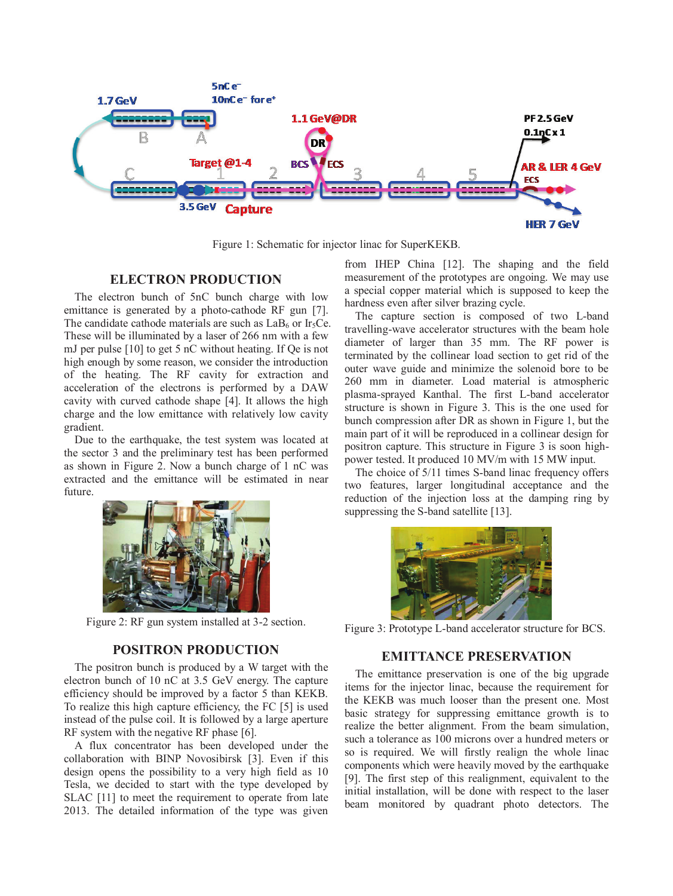Figure 1: Schematic for injector linac for SuperKEKB.

## ELECTRON PRODUCTION

The electron bunch of 5nC bunch charge with low emittance is generated by a photo-cathode RF gun [7]. The candidate cathode materials are such as $LaB_6$ or $Ir_5Ce$. These will be illuminated by a laser of 266 nm with a few mJ per pulse [10] to get 5 nC without heating. If Qe is not high enough by some reason, we consider the introduction of the heating. The RF cavity for extraction and acceleration of the electrons is performed by a DAW cavity with curved cathode shape [4]. It allows the high charge and the low emittance with relatively low cavity gradient.

Due to the earthquake, the test system was located at the sector 3 and the preliminary test has been performed as shown in Figure 2. Now a bunch charge of 1 nC was extracted and the emittance will be estimated in near future.

Figure 2: RF gun system installed at 3-2 section.

## POSITRON PRODUCTION

The positron bunch is produced by a W target with the electron bunch of 10 nC at 3.5 GeV energy. The capture efficiency should be improved by a factor 5 than KEKB. To realize this high capture efficiency, the FC [5] is used instead of the pulse coil. It is followed by a large aperture RF system with the negative RF phase [6].

A flux concentrator has been developed under the collaboration with BINP Novosibirsk [3]. Even if this design opens the possibility to a very high field as 10 Tesla, we decided to start with the type developed by SLAC [11] to meet the requirement to operate from late 2013. The detailed information of the type was given from IHEP China [12]. The shaping and the field measurement of the prototypes are ongoing. We may use a special copper material which is supposed to keep the hardness even after silver brazing cycle.

The capture section is composed of two L-band travelling-wave accelerator structures with the beam hole diameter of larger than 35 mm. The RF power is terminated by the collinear load section to get rid of the outer wave guide and minimize the solenoid bore to be 260 mm in diameter. Load material is atmospheric plasma-sprayed Kanthal. The first L-band accelerator structure is shown in Figure 3. This is the one used for bunch compression after DR as shown in Figure 1, but the main part of it will be reproduced in a collinear design for positron capture. This structure in Figure 3 is soon high-power tested. It produced 10 MV/m with 15 MW input.

The choice of 5/11 times S-band linac frequency offers two features, larger longitudinal acceptance and the reduction of the injection loss at the damping ring by suppressing the S-band satellite [13].

Figure 3: Prototype L-band accelerator structure for BCS.

## EMITTANCE PRESERVATION

The emittance preservation is one of the big upgrade items for the injector linac, because the requirement for the KEKB was much looser than the present one. Most basic strategy for suppressing emittance growth is to realize the better alignment. From the beam simulation, such a tolerance as 100 microns over a hundred meters or so is required. We will firstly realign the whole linac components which were heavily moved by the earthquake [9]. The first step of this realignment, equivalent to the initial installation, will be done with respect to the laser beam monitored by quadrant photo detectors. The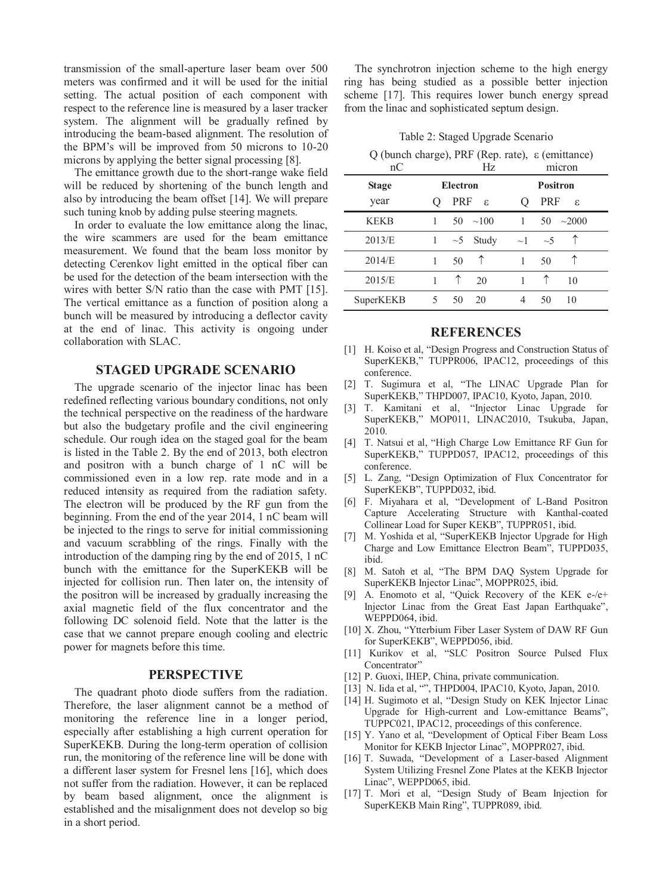transmission of the small-aperture laser beam over 500 meters was confirmed and it will be used for the initial setting. The actual position of each component with respect to the reference line is measured by a laser tracker system. The alignment will be gradually refined by introducing the beam-based alignment. The resolution of the BPM's will be improved from 50 microns to 10-20 microns by applying the better signal processing [8].

The emittance growth due to the short-range wake field will be reduced by shortening of the bunch length and also by introducing the beam offset [14]. We will prepare such tuning knob by adding pulse steering magnets.

In order to evaluate the low emittance along the linac, the wire scammers are used for the beam emittance measurement. We found that the beam loss monitor by detecting Cerenkov light emitted in the optical fiber can be used for the detection of the beam intersection with the wires with better S/N ratio than the case with PMT [15]. The vertical emittance as a function of position along a bunch will be measured by introducing a deflector cavity at the end of linac. This activity is ongoing under collaboration with SLAC.

## STAGED UPGRADE SCENARIO

The upgrade scenario of the injector linac has been redefined reflecting various boundary conditions, not only the technical perspective on the readiness of the hardware but also the budgetary profile and the civil engineering schedule. Our rough idea on the staged goal for the beam is listed in the Table 2. By the end of 2013, both electron and positron with a bunch charge of 1 nC will be commissioned even in a low rep. rate mode and in a reduced intensity as required from the radiation safety. The electron will be produced by the RF gun from the beginning. From the end of the year 2014, 1 nC beam will be injected to the rings to serve for initial commissioning and vacuum scrabbling of the rings. Finally with the introduction of the damping ring by the end of 2015, 1 nC bunch with the emittance for the SuperKEKB will be injected for collision run. Then later on, the intensity of the positron will be increased by gradually increasing the axial magnetic field of the flux concentrator and the following DC solenoid field. Note that the latter is the case that we cannot prepare enough cooling and electric power for magnets before this time.

## PERSPECTIVE

The quadrant photo diode suffers from the radiation. Therefore, the laser alignment cannot be a method of monitoring the reference line in a longer period, especially after establishing a high current operation for SuperKEKB. During the long-term operation of collision run, the monitoring of the reference line will be done with a different laser system for Fresnel lens [16], which does not suffer from the radiation. However, it can be replaced by beam based alignment, once the alignment is established and the misalignment does not develop so big in a short period.

The synchrotron injection scheme to the high energy ring has being studied as a possible better injection scheme [17]. This requires lower bunch energy spread from the linac and sophisticated septum design.

Table 2: Staged Upgrade Scenario

Q (bunch charge), PRF (Rep. rate), ε (emittance)
nC Hz micron

| Stage | Electron | | | Positron | | |
|---|---|---|---|---|---|---|
| year | Q | PRF | ε | Q | PRF | ε |
| KEKB | 1 | 50 | ~100 | 1 | 50 | ~2000 |
| 2013/E | 1 | ~5 | Study | ~1 | ~5 | ↑ |
| 2014/E | 1 | 50 | ↑ | 1 | 50 | ↑ |
| 2015/E | 1 | ↑ | 20 | 1 | ↑ | 10 |
| SuperKEKB | 5 | 50 | 20 | 4 | 50 | 10 |

## REFERENCES

[1] H. Koiso et al, "Design Progress and Construction Status of SuperKEKB," TUPPR006, IPAC12, proceedings of this conference.

[2] T. Sugimura et al, "The LINAC Upgrade Plan for SuperKEKB," THPD007, IPAC10, Kyoto, Japan, 2010.

[3] T. Kamitani et al, "Injector Linac Upgrade for SuperKEKB," MOP011, LINAC2010, Tsukuba, Japan, 2010.

[4] T. Natsui et al, "High Charge Low Emittance RF Gun for SuperKEKB," TUPPD057, IPAC12, proceedings of this conference.

[5] L. Zang, "Design Optimization of Flux Concentrator for SuperKEKB", TUPPD032, ibid.

[6] F. Miyahara et al, "Development of L-Band Positron Capture Accelerating Structure with Kanthal-coated Collinear Load for Super KEKB", TUPPR051, ibid.

[7] M. Yoshida et al, "SuperKEKB Injector Upgrade for High Charge and Low Emittance Electron Beam", TUPPD035, ibid.

[8] M. Satoh et al, "The BPM DAQ System Upgrade for SuperKEKB Injector Linac", MOPPR025, ibid.

[9] A. Enomoto et al, "Quick Recovery of the KEK e-/e+ Injector Linac from the Great East Japan Earthquake", WEPPD064, ibid.

[10] X. Zhou, "Ytterbium Fiber Laser System of DAW RF Gun for SuperKEKB", WEPPD056, ibid.

[11] Kurikov et al, "SLC Positron Source Pulsed Flux Concentrator"

[12] P. Guoxi, IHEP, China, private communication.

[13] N. Iida et al, "", THPD004, IPAC10, Kyoto, Japan, 2010.

[14] H. Sugimoto et al, "Design Study on KEK Injector Linac Upgrade for High-current and Low-emittance Beams", TUPPC021, IPAC12, proceedings of this conference.

[15] Y. Yano et al, "Development of Optical Fiber Beam Loss Monitor for KEKB Injector Linac", MOPPR027, ibid.

[16] T. Suwada, "Development of a Laser-based Alignment System Utilizing Fresnel Zone Plates at the KEKB Injector Linac", WEPPD065, ibid.

[17] T. Mori et al, "Design Study of Beam Injection for SuperKEKB Main Ring", TUPPR089, ibid.